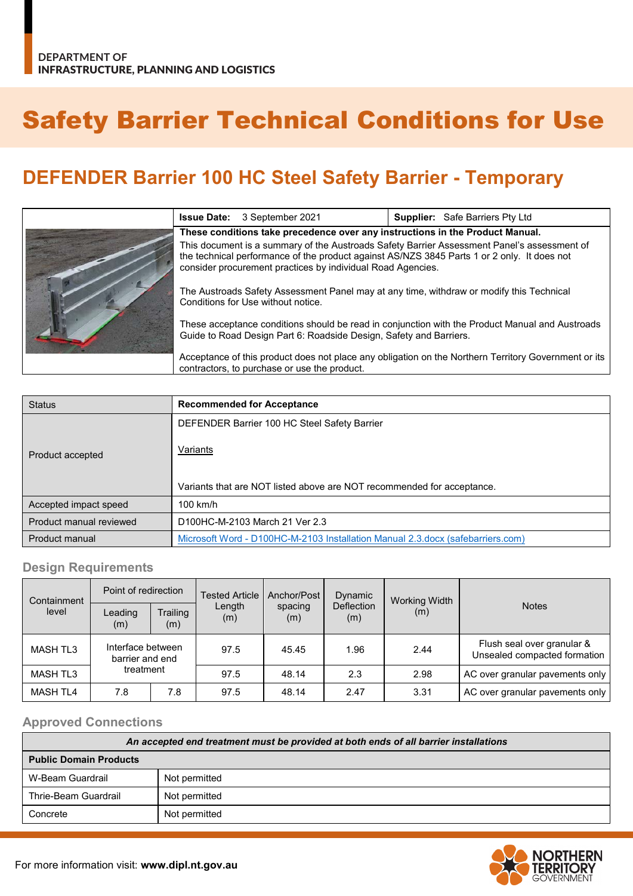DEPARTMENT OF
INFRASTRUCTURE, PLANNING AND LOGISTICS

# Safety Barrier Technical Conditions for Use

## DEFENDER Barrier 100 HC Steel Safety Barrier - Temporary

| **Issue Date:** 3 September 2021 | **Supplier:** Safe Barriers Pty Ltd |
|---|---|

**These conditions take precedence over any instructions in the Product Manual.**

This document is a summary of the Austroads Safety Barrier Assessment Panel's assessment of the technical performance of the product against AS/NZS 3845 Parts 1 or 2 only. It does not consider procurement practices by individual Road Agencies.

The Austroads Safety Assessment Panel may at any time, withdraw or modify this Technical Conditions for Use without notice.

These acceptance conditions should be read in conjunction with the Product Manual and Austroads Guide to Road Design Part 6: Roadside Design, Safety and Barriers.

Acceptance of this product does not place any obligation on the Northern Territory Government or its contractors, to purchase or use the product.

| Status | **Recommended for Acceptance** |
|---|---|
| Product accepted | DEFENDER Barrier 100 HC Steel Safety Barrier<br><br>Variants<br><br>Variants that are NOT listed above are NOT recommended for acceptance. |
| Accepted impact speed | 100 km/h |
| Product manual reviewed | D100HC-M-2103 March 21 Ver 2.3 |
| Product manual | Microsoft Word - D100HC-M-2103 Installation Manual 2.3.docx (safebarriers.com) |

### Design Requirements

| Containment level | Point of redirection | | Tested Article Length (m) | Anchor/Post spacing (m) | Dynamic Deflection (m) | Working Width (m) | Notes |
|---|---|---|---|---|---|---|---|
| | Leading (m) | Trailing (m) | | | | | |
| MASH TL3 | Interface between barrier and end treatment | | 97.5 | 45.45 | 1.96 | 2.44 | Flush seal over granular & Unsealed compacted formation |
| MASH TL3 | | | 97.5 | 48.14 | 2.3 | 2.98 | AC over granular pavements only |
| MASH TL4 | 7.8 | 7.8 | 97.5 | 48.14 | 2.47 | 3.31 | AC over granular pavements only |

### Approved Connections

| *An accepted end treatment must be provided at both ends of all barrier installations* | |
|---|---|
| **Public Domain Products** | |
| W-Beam Guardrail | Not permitted |
| Thrie-Beam Guardrail | Not permitted |
| Concrete | Not permitted |

For more information visit: **www.dipl.nt.gov.au**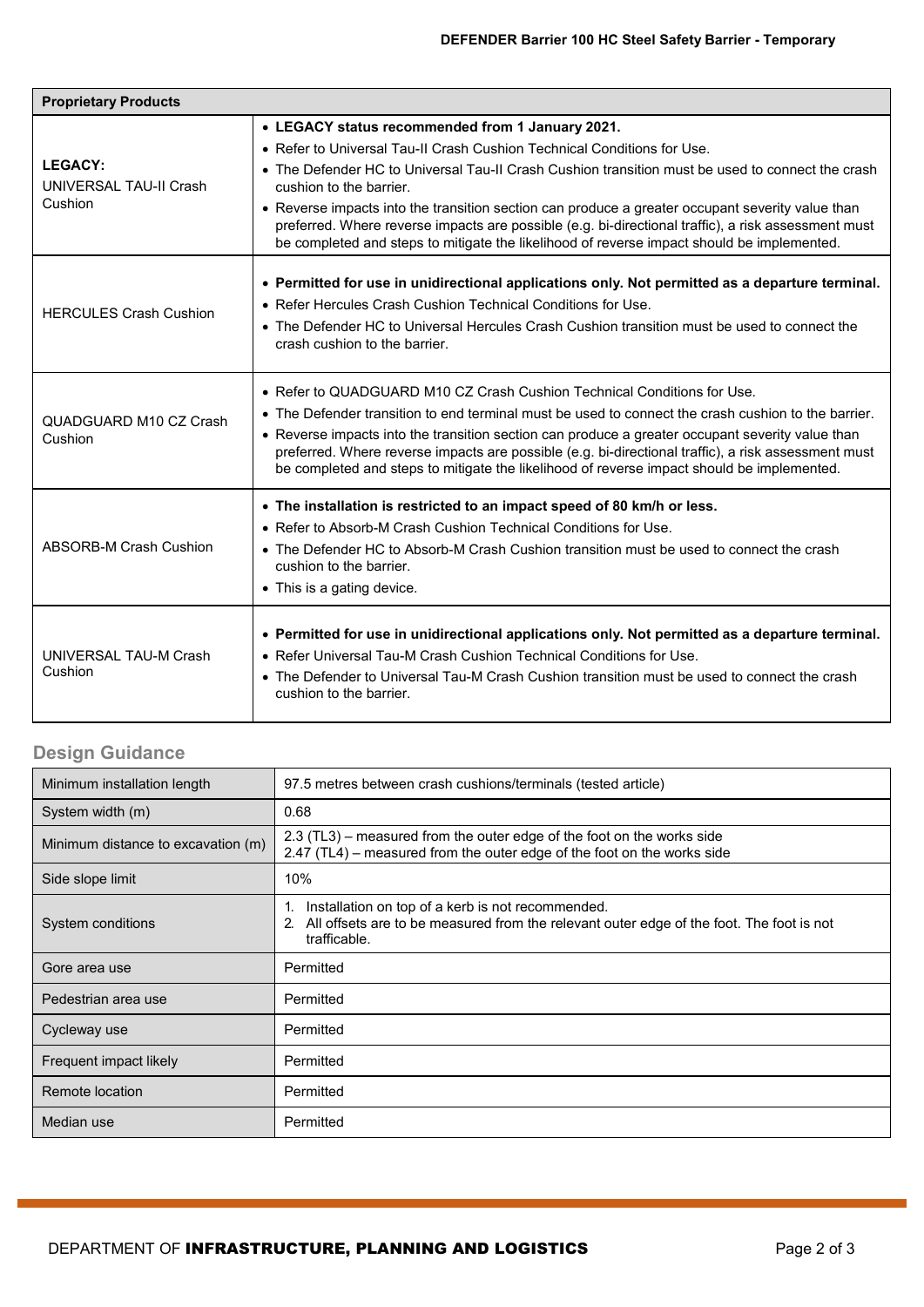| Proprietary Products | |
|---|---|
| **LEGACY:** UNIVERSAL TAU-II Crash Cushion | • **LEGACY status recommended from 1 January 2021.** • Refer to Universal Tau-II Crash Cushion Technical Conditions for Use. • The Defender HC to Universal Tau-II Crash Cushion transition must be used to connect the crash cushion to the barrier. • Reverse impacts into the transition section can produce a greater occupant severity value than preferred. Where reverse impacts are possible (e.g. bi-directional traffic), a risk assessment must be completed and steps to mitigate the likelihood of reverse impact should be implemented. |
| HERCULES Crash Cushion | • **Permitted for use in unidirectional applications only. Not permitted as a departure terminal.** • Refer Hercules Crash Cushion Technical Conditions for Use. • The Defender HC to Universal Hercules Crash Cushion transition must be used to connect the crash cushion to the barrier. |
| QUADGUARD M10 CZ Crash Cushion | • Refer to QUADGUARD M10 CZ Crash Cushion Technical Conditions for Use. • The Defender transition to end terminal must be used to connect the crash cushion to the barrier. • Reverse impacts into the transition section can produce a greater occupant severity value than preferred. Where reverse impacts are possible (e.g. bi-directional traffic), a risk assessment must be completed and steps to mitigate the likelihood of reverse impact should be implemented. |
| ABSORB-M Crash Cushion | • **The installation is restricted to an impact speed of 80 km/h or less.** • Refer to Absorb-M Crash Cushion Technical Conditions for Use. • The Defender HC to Absorb-M Crash Cushion transition must be used to connect the crash cushion to the barrier. • This is a gating device. |
| UNIVERSAL TAU-M Crash Cushion | • **Permitted for use in unidirectional applications only. Not permitted as a departure terminal.** • Refer Universal Tau-M Crash Cushion Technical Conditions for Use. • The Defender to Universal Tau-M Crash Cushion transition must be used to connect the crash cushion to the barrier. |

## Design Guidance

| | |
|---|---|
| Minimum installation length | 97.5 metres between crash cushions/terminals (tested article) |
| System width (m) | 0.68 |
| Minimum distance to excavation (m) | 2.3 (TL3) – measured from the outer edge of the foot on the works side<br>2.47 (TL4) – measured from the outer edge of the foot on the works side |
| Side slope limit | 10% |
| System conditions | 1. Installation on top of a kerb is not recommended.<br>2. All offsets are to be measured from the relevant outer edge of the foot. The foot is not trafficable. |
| Gore area use | Permitted |
| Pedestrian area use | Permitted |
| Cycleway use | Permitted |
| Frequent impact likely | Permitted |
| Remote location | Permitted |
| Median use | Permitted |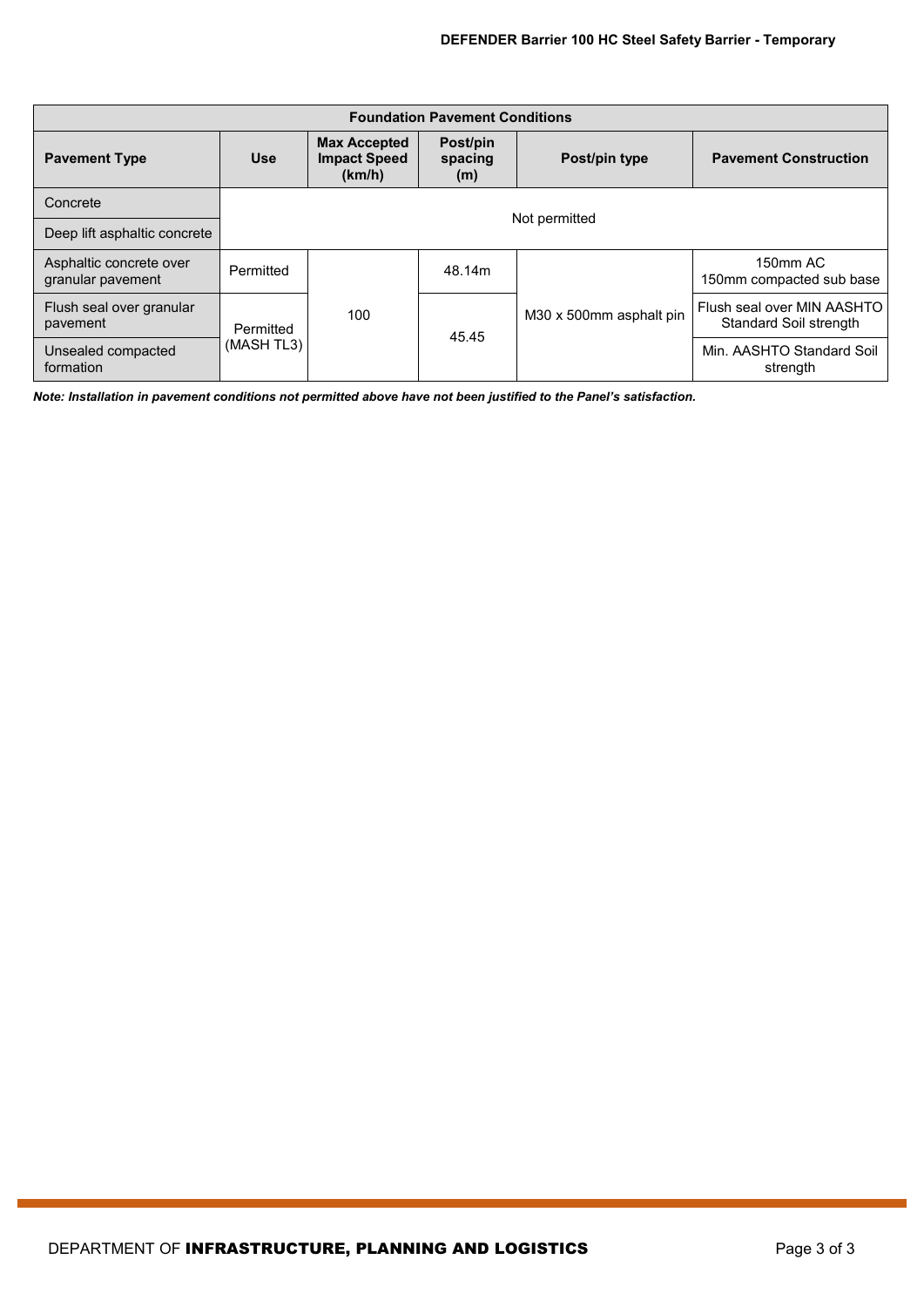| Foundation Pavement Conditions | | | | | |
|---|---|---|---|---|---|
| **Pavement Type** | **Use** | **Max Accepted Impact Speed (km/h)** | **Post/pin spacing (m)** | **Post/pin type** | **Pavement Construction** |
| Concrete | Not permitted | | | | |
| Deep lift asphaltic concrete | Not permitted | | | | |
| Asphaltic concrete over granular pavement | Permitted | 100 | 48.14m | M30 x 500mm asphalt pin | 150mm AC 150mm compacted sub base |
| Flush seal over granular pavement | Permitted (MASH TL3) | 100 | 45.45 | M30 x 500mm asphalt pin | Flush seal over MIN AASHTO Standard Soil strength |
| Unsealed compacted formation | Permitted (MASH TL3) | 100 | 45.45 | M30 x 500mm asphalt pin | Min. AASHTO Standard Soil strength |

***Note: Installation in pavement conditions not permitted above have not been justified to the Panel's satisfaction.***